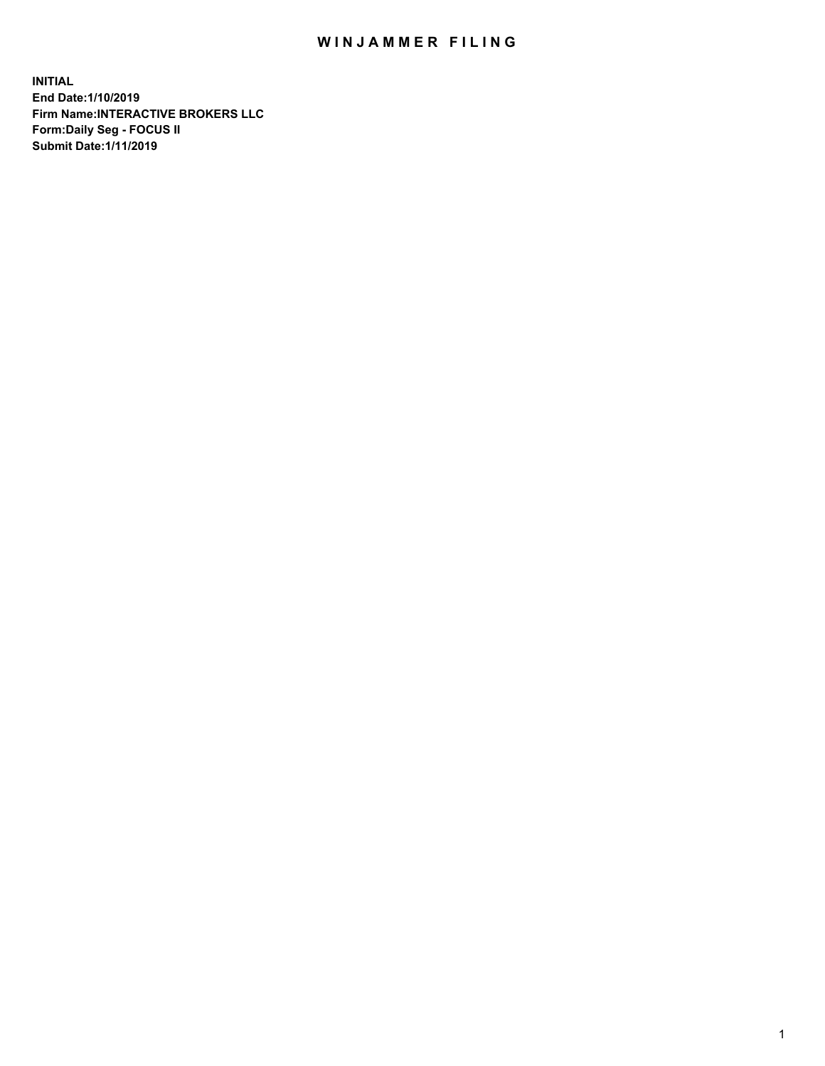# WINJAMMER FILING

**INITIAL**
**End Date:1/10/2019**
**Firm Name:INTERACTIVE BROKERS LLC**
**Form:Daily Seg - FOCUS II**
**Submit Date:1/11/2019**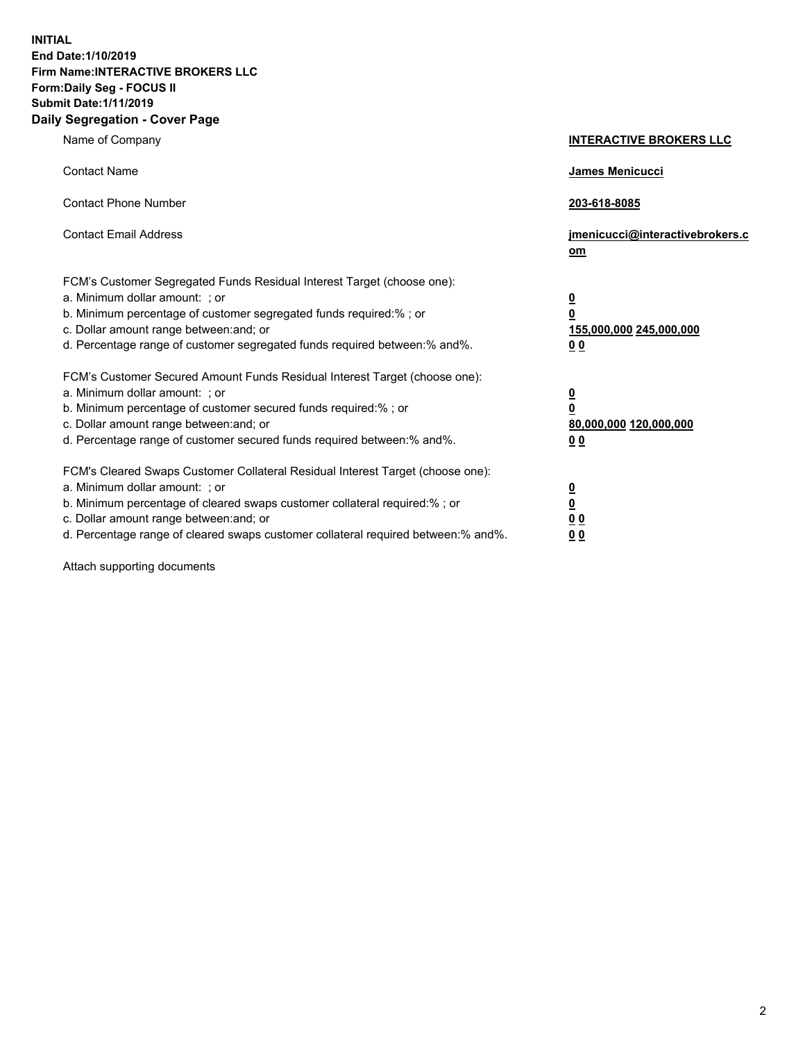**INITIAL**
**End Date:1/10/2019**
**Firm Name:INTERACTIVE BROKERS LLC**
**Form:Daily Seg - FOCUS II**
**Submit Date:1/11/2019**
**Daily Segregation - Cover Page**

| | |
|---|---|
| Name of Company | **INTERACTIVE BROKERS LLC** |
| Contact Name | **James Menicucci** |
| Contact Phone Number | **203-618-8085** |
| Contact Email Address | **jmenicucci@interactivebrokers.com** |
| FCM's Customer Segregated Funds Residual Interest Target (choose one): | |
| a. Minimum dollar amount: ; or | **0** |
| b. Minimum percentage of customer segregated funds required:% ; or | **0** |
| c. Dollar amount range between:and; or | **155,000,000 245,000,000** |
| d. Percentage range of customer segregated funds required between:% and%. | **0 0** |
| FCM's Customer Secured Amount Funds Residual Interest Target (choose one): | |
| a. Minimum dollar amount: ; or | **0** |
| b. Minimum percentage of customer secured funds required:% ; or | **0** |
| c. Dollar amount range between:and; or | **80,000,000 120,000,000** |
| d. Percentage range of customer secured funds required between:% and%. | **0 0** |
| FCM's Cleared Swaps Customer Collateral Residual Interest Target (choose one): | |
| a. Minimum dollar amount: ; or | **0** |
| b. Minimum percentage of cleared swaps customer collateral required:% ; or | **0** |
| c. Dollar amount range between:and; or | **0 0** |
| d. Percentage range of cleared swaps customer collateral required between:% and%. | **0 0** |

Attach supporting documents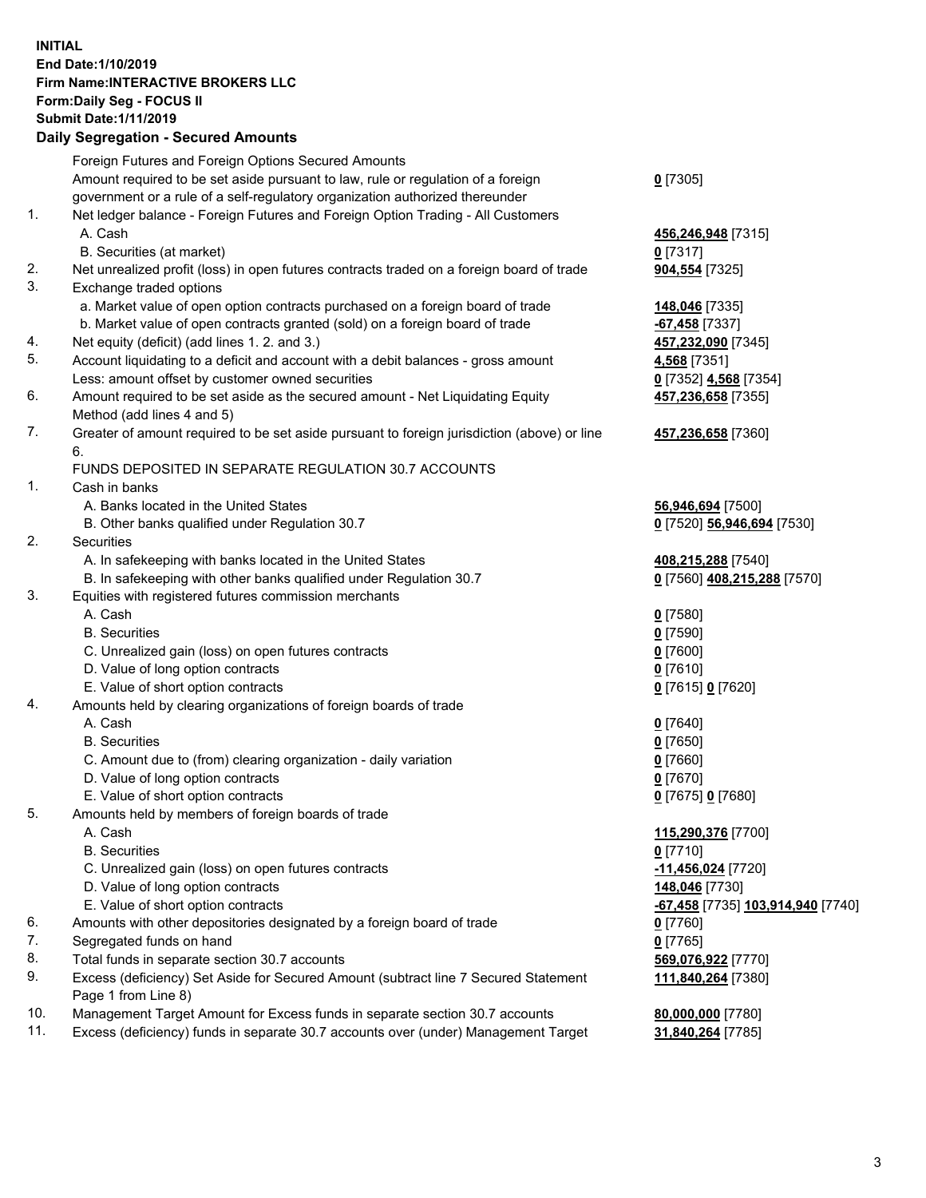**INITIAL**
**End Date:1/10/2019**
**Firm Name:INTERACTIVE BROKERS LLC**
**Form:Daily Seg - FOCUS II**
**Submit Date:1/11/2019**
**Daily Segregation - Secured Amounts**

| | | |
|---|---|---|
| | Foreign Futures and Foreign Options Secured Amounts | |
| | Amount required to be set aside pursuant to law, rule or regulation of a foreign government or a rule of a self-regulatory organization authorized thereunder | **0** [7305] |
| 1. | Net ledger balance - Foreign Futures and Foreign Option Trading - All Customers | |
| | A. Cash | **456,246,948** [7315] |
| | B. Securities (at market) | **0** [7317] |
| 2. | Net unrealized profit (loss) in open futures contracts traded on a foreign board of trade | **904,554** [7325] |
| 3. | Exchange traded options | |
| | a. Market value of open option contracts purchased on a foreign board of trade | **148,046** [7335] |
| | b. Market value of open contracts granted (sold) on a foreign board of trade | **-67,458** [7337] |
| 4. | Net equity (deficit) (add lines 1. 2. and 3.) | **457,232,090** [7345] |
| 5. | Account liquidating to a deficit and account with a debit balances - gross amount | **4,568** [7351] |
| | Less: amount offset by customer owned securities | **0** [7352] **4,568** [7354] |
| 6. | Amount required to be set aside as the secured amount - Net Liquidating Equity Method (add lines 4 and 5) | **457,236,658** [7355] |
| 7. | Greater of amount required to be set aside pursuant to foreign jurisdiction (above) or line 6. | **457,236,658** [7360] |
| | FUNDS DEPOSITED IN SEPARATE REGULATION 30.7 ACCOUNTS | |
| 1. | Cash in banks | |
| | A. Banks located in the United States | **56,946,694** [7500] |
| | B. Other banks qualified under Regulation 30.7 | **0** [7520] **56,946,694** [7530] |
| 2. | Securities | |
| | A. In safekeeping with banks located in the United States | **408,215,288** [7540] |
| | B. In safekeeping with other banks qualified under Regulation 30.7 | **0** [7560] **408,215,288** [7570] |
| 3. | Equities with registered futures commission merchants | |
| | A. Cash | **0** [7580] |
| | B. Securities | **0** [7590] |
| | C. Unrealized gain (loss) on open futures contracts | **0** [7600] |
| | D. Value of long option contracts | **0** [7610] |
| | E. Value of short option contracts | **0** [7615] **0** [7620] |
| 4. | Amounts held by clearing organizations of foreign boards of trade | |
| | A. Cash | **0** [7640] |
| | B. Securities | **0** [7650] |
| | C. Amount due to (from) clearing organization - daily variation | **0** [7660] |
| | D. Value of long option contracts | **0** [7670] |
| | E. Value of short option contracts | **0** [7675] **0** [7680] |
| 5. | Amounts held by members of foreign boards of trade | |
| | A. Cash | **115,290,376** [7700] |
| | B. Securities | **0** [7710] |
| | C. Unrealized gain (loss) on open futures contracts | **-11,456,024** [7720] |
| | D. Value of long option contracts | **148,046** [7730] |
| | E. Value of short option contracts | **-67,458** [7735] **103,914,940** [7740] |
| 6. | Amounts with other depositories designated by a foreign board of trade | **0** [7760] |
| 7. | Segregated funds on hand | **0** [7765] |
| 8. | Total funds in separate section 30.7 accounts | **569,076,922** [7770] |
| 9. | Excess (deficiency) Set Aside for Secured Amount (subtract line 7 Secured Statement Page 1 from Line 8) | **111,840,264** [7380] |
| 10. | Management Target Amount for Excess funds in separate section 30.7 accounts | **80,000,000** [7780] |
| 11. | Excess (deficiency) funds in separate 30.7 accounts over (under) Management Target | **31,840,264** [7785] |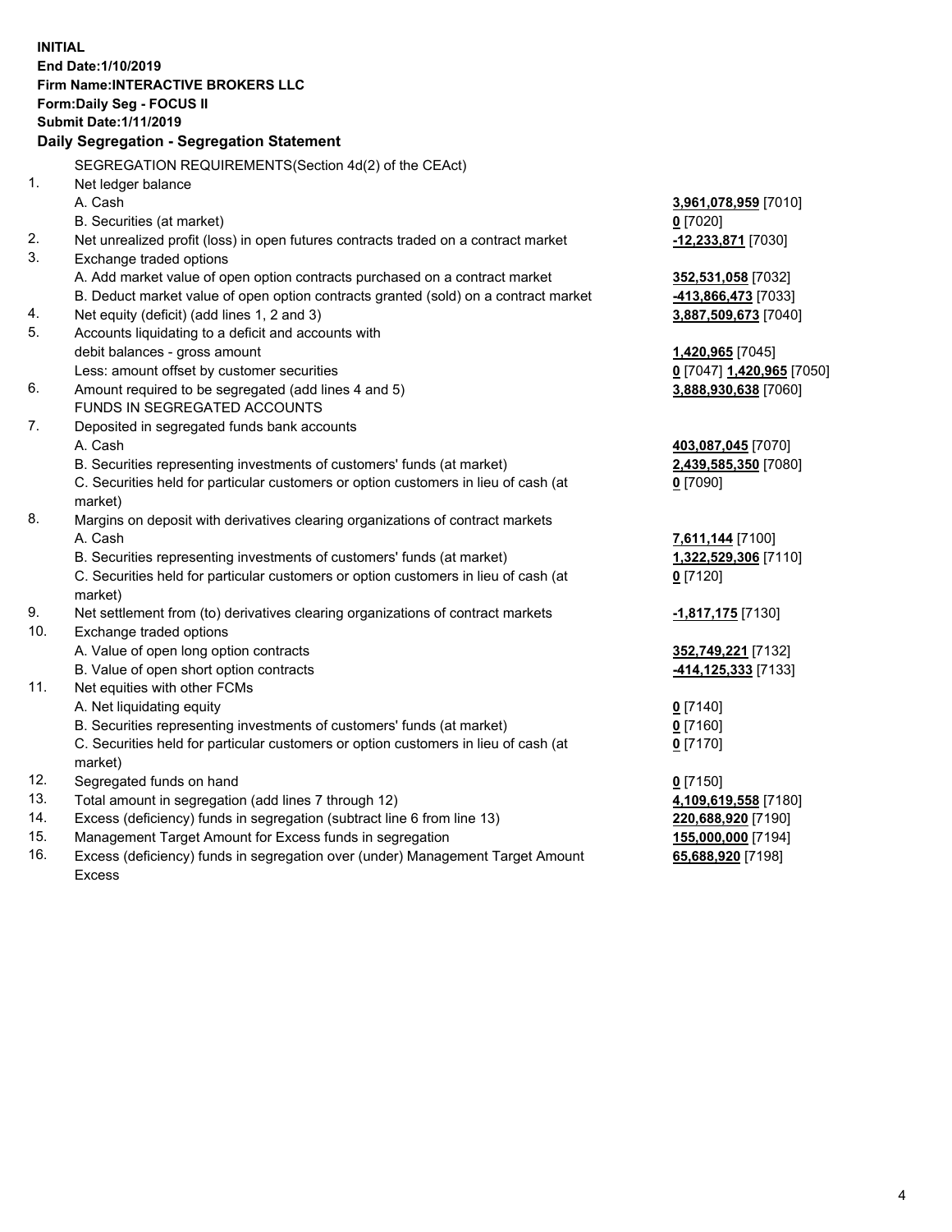**INITIAL**
**End Date:1/10/2019**
**Firm Name:INTERACTIVE BROKERS LLC**
**Form:Daily Seg - FOCUS II**
**Submit Date:1/11/2019**

### Daily Segregation - Segregation Statement

| | | |
|---|---|---|
| | SEGREGATION REQUIREMENTS(Section 4d(2) of the CEAct) | |
| 1. | Net ledger balance | |
| | A. Cash | **3,961,078,959** [7010] |
| | B. Securities (at market) | **0** [7020] |
| 2. | Net unrealized profit (loss) in open futures contracts traded on a contract market | **-12,233,871** [7030] |
| 3. | Exchange traded options | |
| | A. Add market value of open option contracts purchased on a contract market | **352,531,058** [7032] |
| | B. Deduct market value of open option contracts granted (sold) on a contract market | **-413,866,473** [7033] |
| 4. | Net equity (deficit) (add lines 1, 2 and 3) | **3,887,509,673** [7040] |
| 5. | Accounts liquidating to a deficit and accounts with | |
| | debit balances - gross amount | **1,420,965** [7045] |
| | Less: amount offset by customer securities | **0** [7047] **1,420,965** [7050] |
| 6. | Amount required to be segregated (add lines 4 and 5) | **3,888,930,638** [7060] |
| | FUNDS IN SEGREGATED ACCOUNTS | |
| 7. | Deposited in segregated funds bank accounts | |
| | A. Cash | **403,087,045** [7070] |
| | B. Securities representing investments of customers' funds (at market) | **2,439,585,350** [7080] |
| | C. Securities held for particular customers or option customers in lieu of cash (at market) | **0** [7090] |
| 8. | Margins on deposit with derivatives clearing organizations of contract markets | |
| | A. Cash | **7,611,144** [7100] |
| | B. Securities representing investments of customers' funds (at market) | **1,322,529,306** [7110] |
| | C. Securities held for particular customers or option customers in lieu of cash (at market) | **0** [7120] |
| 9. | Net settlement from (to) derivatives clearing organizations of contract markets | **-1,817,175** [7130] |
| 10. | Exchange traded options | |
| | A. Value of open long option contracts | **352,749,221** [7132] |
| | B. Value of open short option contracts | **-414,125,333** [7133] |
| 11. | Net equities with other FCMs | |
| | A. Net liquidating equity | **0** [7140] |
| | B. Securities representing investments of customers' funds (at market) | **0** [7160] |
| | C. Securities held for particular customers or option customers in lieu of cash (at market) | **0** [7170] |
| 12. | Segregated funds on hand | **0** [7150] |
| 13. | Total amount in segregation (add lines 7 through 12) | **4,109,619,558** [7180] |
| 14. | Excess (deficiency) funds in segregation (subtract line 6 from line 13) | **220,688,920** [7190] |
| 15. | Management Target Amount for Excess funds in segregation | **155,000,000** [7194] |
| 16. | Excess (deficiency) funds in segregation over (under) Management Target Amount Excess | **65,688,920** [7198] |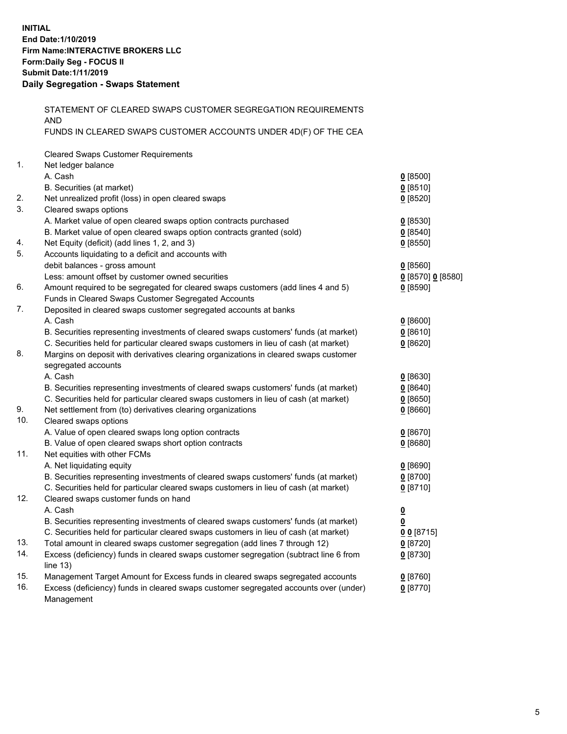**INITIAL**
**End Date:1/10/2019**
**Firm Name:INTERACTIVE BROKERS LLC**
**Form:Daily Seg - FOCUS II**
**Submit Date:1/11/2019**
**Daily Segregation - Swaps Statement**

STATEMENT OF CLEARED SWAPS CUSTOMER SEGREGATION REQUIREMENTS AND FUNDS IN CLEARED SWAPS CUSTOMER ACCOUNTS UNDER 4D(F) OF THE CEA

| | | |
|---|---|---|
| | Cleared Swaps Customer Requirements | |
| 1. | Net ledger balance | |
| | A. Cash | 0 [8500] |
| | B. Securities (at market) | 0 [8510] |
| 2. | Net unrealized profit (loss) in open cleared swaps | 0 [8520] |
| 3. | Cleared swaps options | |
| | A. Market value of open cleared swaps option contracts purchased | 0 [8530] |
| | B. Market value of open cleared swaps option contracts granted (sold) | 0 [8540] |
| 4. | Net Equity (deficit) (add lines 1, 2, and 3) | 0 [8550] |
| 5. | Accounts liquidating to a deficit and accounts with | |
| | debit balances - gross amount | 0 [8560] |
| | Less: amount offset by customer owned securities | 0 [8570] 0 [8580] |
| 6. | Amount required to be segregated for cleared swaps customers (add lines 4 and 5) | 0 [8590] |
| | Funds in Cleared Swaps Customer Segregated Accounts | |
| 7. | Deposited in cleared swaps customer segregated accounts at banks | |
| | A. Cash | 0 [8600] |
| | B. Securities representing investments of cleared swaps customers' funds (at market) | 0 [8610] |
| | C. Securities held for particular cleared swaps customers in lieu of cash (at market) | 0 [8620] |
| 8. | Margins on deposit with derivatives clearing organizations in cleared swaps customer segregated accounts | |
| | A. Cash | 0 [8630] |
| | B. Securities representing investments of cleared swaps customers' funds (at market) | 0 [8640] |
| | C. Securities held for particular cleared swaps customers in lieu of cash (at market) | 0 [8650] |
| 9. | Net settlement from (to) derivatives clearing organizations | 0 [8660] |
| 10. | Cleared swaps options | |
| | A. Value of open cleared swaps long option contracts | 0 [8670] |
| | B. Value of open cleared swaps short option contracts | 0 [8680] |
| 11. | Net equities with other FCMs | |
| | A. Net liquidating equity | 0 [8690] |
| | B. Securities representing investments of cleared swaps customers' funds (at market) | 0 [8700] |
| | C. Securities held for particular cleared swaps customers in lieu of cash (at market) | 0 [8710] |
| 12. | Cleared swaps customer funds on hand | |
| | A. Cash | 0 |
| | B. Securities representing investments of cleared swaps customers' funds (at market) | 0 |
| | C. Securities held for particular cleared swaps customers in lieu of cash (at market) | 0 0 [8715] |
| 13. | Total amount in cleared swaps customer segregation (add lines 7 through 12) | 0 [8720] |
| 14. | Excess (deficiency) funds in cleared swaps customer segregation (subtract line 6 from line 13) | 0 [8730] |
| 15. | Management Target Amount for Excess funds in cleared swaps segregated accounts | 0 [8760] |
| 16. | Excess (deficiency) funds in cleared swaps customer segregated accounts over (under) Management | 0 [8770] |